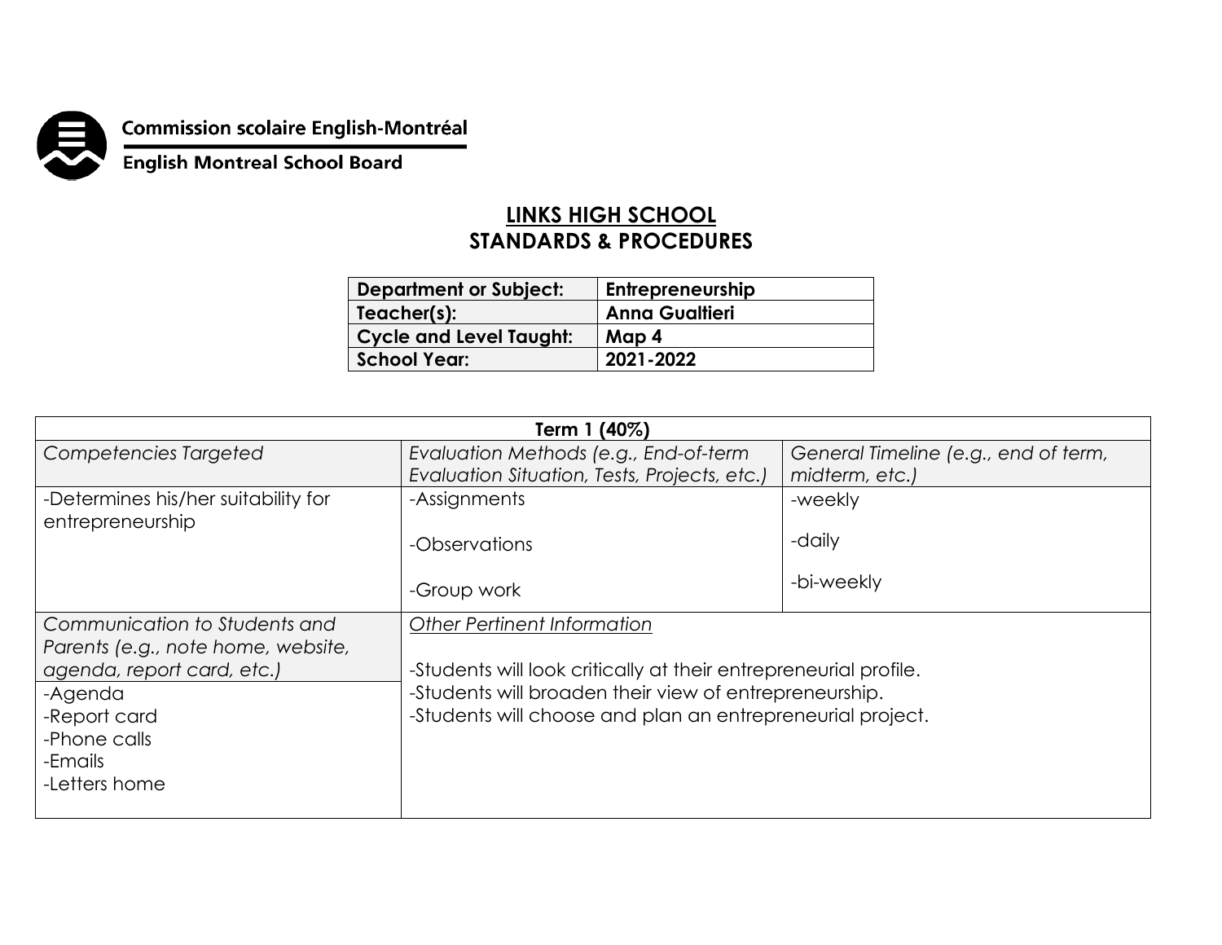Commission scolaire English-Montréal

English Montreal School Board

# LINKS HIGH SCHOOL
## STANDARDS & PROCEDURES

| Department or Subject: | Entrepreneurship |
|---|---|
| Teacher(s): | Anna Gualtieri |
| Cycle and Level Taught: | Map 4 |
| School Year: | 2021-2022 |

| Term 1 (40%) | | |
|---|---|---|
| *Competencies Targeted* | *Evaluation Methods (e.g., End-of-term Evaluation Situation, Tests, Projects, etc.)* | *General Timeline (e.g., end of term, midterm, etc.)* |
| -Determines his/her suitability for entrepreneurship | -Assignments<br><br>-Observations<br><br>-Group work | -weekly<br><br>-daily<br><br>-bi-weekly |
| *Communication to Students and Parents (e.g., note home, website, agenda, report card, etc.)* | *Other Pertinent Information*<br><br>-Students will look critically at their entrepreneurial profile.<br>-Students will broaden their view of entrepreneurship.<br>-Students will choose and plan an entrepreneurial project. | |
| -Agenda<br>-Report card<br>-Phone calls<br>-Emails<br>-Letters home | | |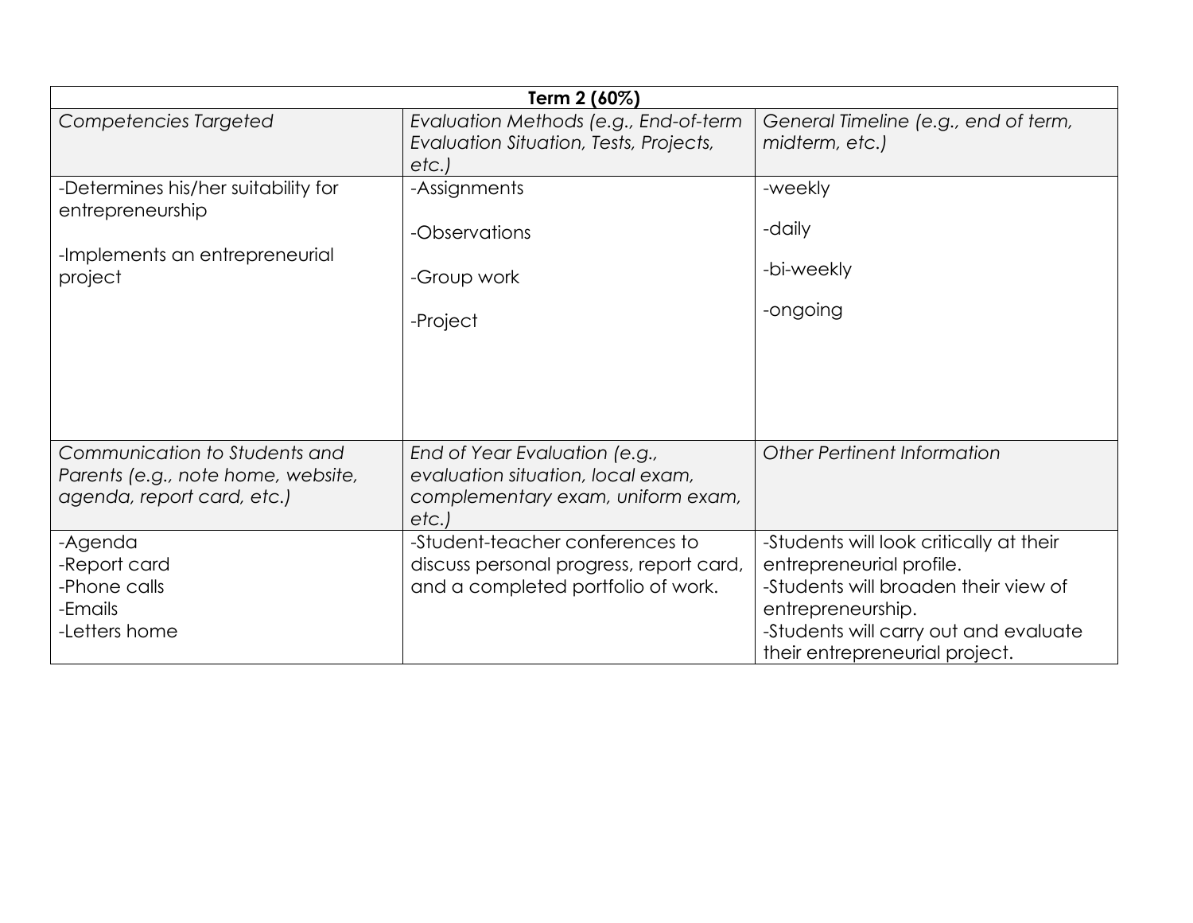| Term 2 (60%) | | |
|---|---|---|
| *Competencies Targeted* | *Evaluation Methods (e.g., End-of-term Evaluation Situation, Tests, Projects, etc.)* | *General Timeline (e.g., end of term, midterm, etc.)* |
| -Determines his/her suitability for entrepreneurship<br><br>-Implements an entrepreneurial project | -Assignments<br><br>-Observations<br><br>-Group work<br><br>-Project | -weekly<br><br>-daily<br><br>-bi-weekly<br><br>-ongoing |
| *Communication to Students and Parents (e.g., note home, website, agenda, report card, etc.)* | *End of Year Evaluation (e.g., evaluation situation, local exam, complementary exam, uniform exam, etc.)* | *Other Pertinent Information* |
| -Agenda<br>-Report card<br>-Phone calls<br>-Emails<br>-Letters home | -Student-teacher conferences to discuss personal progress, report card, and a completed portfolio of work. | -Students will look critically at their entrepreneurial profile.<br>-Students will broaden their view of entrepreneurship.<br>-Students will carry out and evaluate their entrepreneurial project. |